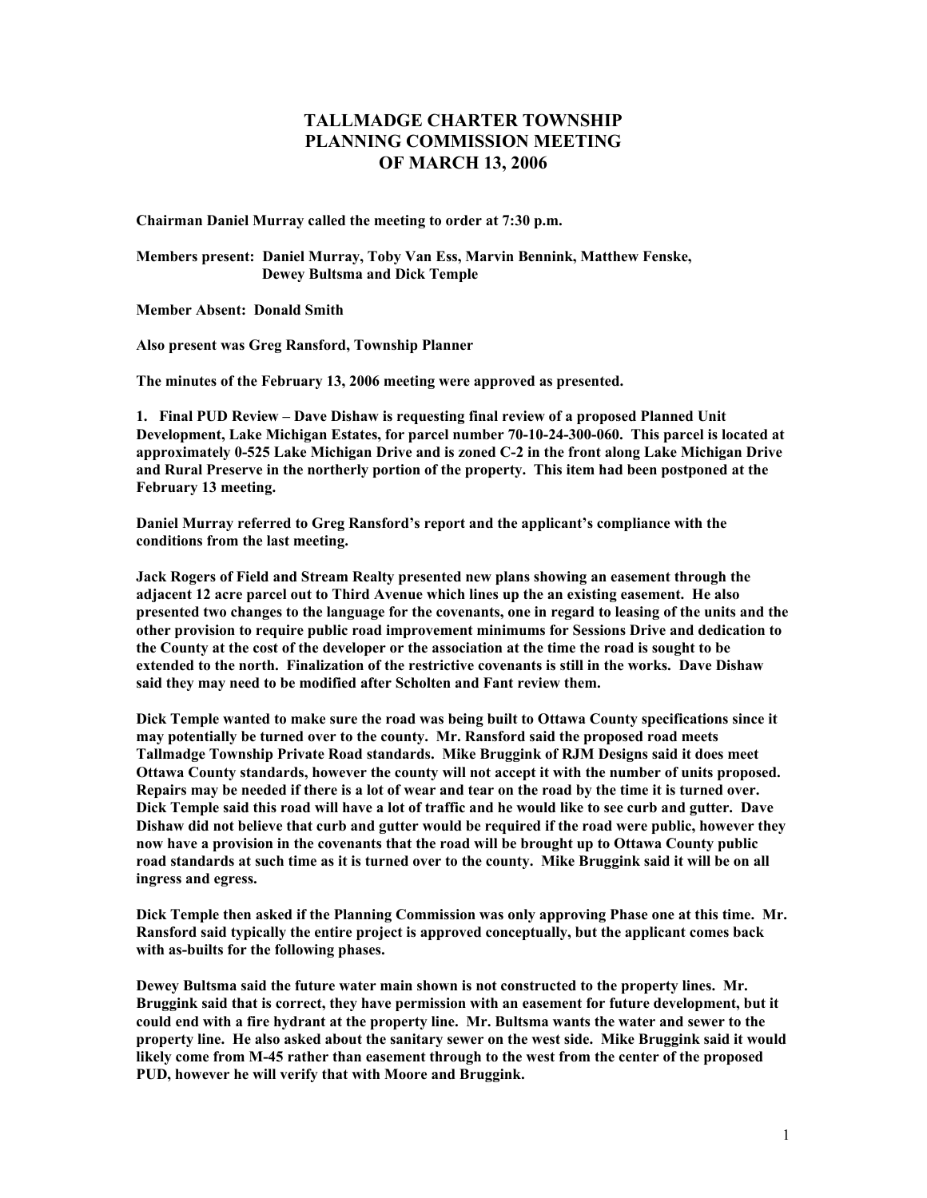# TALLMADGE CHARTER TOWNSHIP
# PLANNING COMMISSION MEETING
# OF MARCH 13, 2006

**Chairman Daniel Murray called the meeting to order at 7:30 p.m.**

**Members present: Daniel Murray, Toby Van Ess, Marvin Bennink, Matthew Fenske, Dewey Bultsma and Dick Temple**

**Member Absent: Donald Smith**

**Also present was Greg Ransford, Township Planner**

**The minutes of the February 13, 2006 meeting were approved as presented.**

**1. Final PUD Review – Dave Dishaw is requesting final review of a proposed Planned Unit Development, Lake Michigan Estates, for parcel number 70-10-24-300-060. This parcel is located at approximately 0-525 Lake Michigan Drive and is zoned C-2 in the front along Lake Michigan Drive and Rural Preserve in the northerly portion of the property. This item had been postponed at the February 13 meeting.**

**Daniel Murray referred to Greg Ransford's report and the applicant's compliance with the conditions from the last meeting.**

**Jack Rogers of Field and Stream Realty presented new plans showing an easement through the adjacent 12 acre parcel out to Third Avenue which lines up the an existing easement. He also presented two changes to the language for the covenants, one in regard to leasing of the units and the other provision to require public road improvement minimums for Sessions Drive and dedication to the County at the cost of the developer or the association at the time the road is sought to be extended to the north. Finalization of the restrictive covenants is still in the works. Dave Dishaw said they may need to be modified after Scholten and Fant review them.**

**Dick Temple wanted to make sure the road was being built to Ottawa County specifications since it may potentially be turned over to the county. Mr. Ransford said the proposed road meets Tallmadge Township Private Road standards. Mike Bruggink of RJM Designs said it does meet Ottawa County standards, however the county will not accept it with the number of units proposed. Repairs may be needed if there is a lot of wear and tear on the road by the time it is turned over. Dick Temple said this road will have a lot of traffic and he would like to see curb and gutter. Dave Dishaw did not believe that curb and gutter would be required if the road were public, however they now have a provision in the covenants that the road will be brought up to Ottawa County public road standards at such time as it is turned over to the county. Mike Bruggink said it will be on all ingress and egress.**

**Dick Temple then asked if the Planning Commission was only approving Phase one at this time. Mr. Ransford said typically the entire project is approved conceptually, but the applicant comes back with as-builts for the following phases.**

**Dewey Bultsma said the future water main shown is not constructed to the property lines. Mr. Bruggink said that is correct, they have permission with an easement for future development, but it could end with a fire hydrant at the property line. Mr. Bultsma wants the water and sewer to the property line. He also asked about the sanitary sewer on the west side. Mike Bruggink said it would likely come from M-45 rather than easement through to the west from the center of the proposed PUD, however he will verify that with Moore and Bruggink.**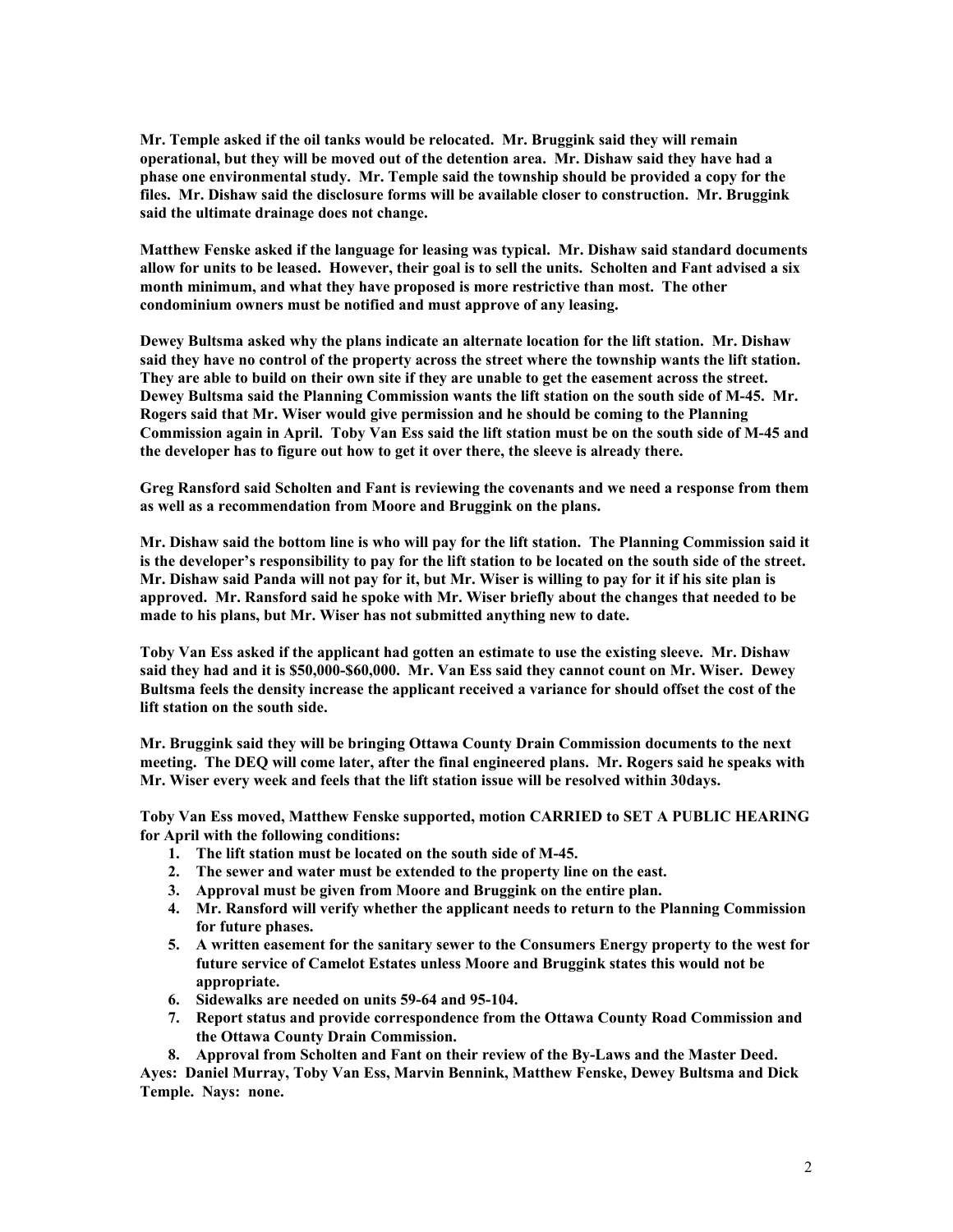**Mr. Temple asked if the oil tanks would be relocated. Mr. Bruggink said they will remain operational, but they will be moved out of the detention area. Mr. Dishaw said they have had a phase one environmental study. Mr. Temple said the township should be provided a copy for the files. Mr. Dishaw said the disclosure forms will be available closer to construction. Mr. Bruggink said the ultimate drainage does not change.**

**Matthew Fenske asked if the language for leasing was typical. Mr. Dishaw said standard documents allow for units to be leased. However, their goal is to sell the units. Scholten and Fant advised a six month minimum, and what they have proposed is more restrictive than most. The other condominium owners must be notified and must approve of any leasing.**

**Dewey Bultsma asked why the plans indicate an alternate location for the lift station. Mr. Dishaw said they have no control of the property across the street where the township wants the lift station. They are able to build on their own site if they are unable to get the easement across the street. Dewey Bultsma said the Planning Commission wants the lift station on the south side of M-45. Mr. Rogers said that Mr. Wiser would give permission and he should be coming to the Planning Commission again in April. Toby Van Ess said the lift station must be on the south side of M-45 and the developer has to figure out how to get it over there, the sleeve is already there.**

**Greg Ransford said Scholten and Fant is reviewing the covenants and we need a response from them as well as a recommendation from Moore and Bruggink on the plans.**

**Mr. Dishaw said the bottom line is who will pay for the lift station. The Planning Commission said it is the developer's responsibility to pay for the lift station to be located on the south side of the street. Mr. Dishaw said Panda will not pay for it, but Mr. Wiser is willing to pay for it if his site plan is approved. Mr. Ransford said he spoke with Mr. Wiser briefly about the changes that needed to be made to his plans, but Mr. Wiser has not submitted anything new to date.**

**Toby Van Ess asked if the applicant had gotten an estimate to use the existing sleeve. Mr. Dishaw said they had and it is $50,000-$60,000. Mr. Van Ess said they cannot count on Mr. Wiser. Dewey Bultsma feels the density increase the applicant received a variance for should offset the cost of the lift station on the south side.**

**Mr. Bruggink said they will be bringing Ottawa County Drain Commission documents to the next meeting. The DEQ will come later, after the final engineered plans. Mr. Rogers said he speaks with Mr. Wiser every week and feels that the lift station issue will be resolved within 30days.**

**Toby Van Ess moved, Matthew Fenske supported, motion CARRIED to SET A PUBLIC HEARING for April with the following conditions:**

1. **The lift station must be located on the south side of M-45.**
2. **The sewer and water must be extended to the property line on the east.**
3. **Approval must be given from Moore and Bruggink on the entire plan.**
4. **Mr. Ransford will verify whether the applicant needs to return to the Planning Commission for future phases.**
5. **A written easement for the sanitary sewer to the Consumers Energy property to the west for future service of Camelot Estates unless Moore and Bruggink states this would not be appropriate.**
6. **Sidewalks are needed on units 59-64 and 95-104.**
7. **Report status and provide correspondence from the Ottawa County Road Commission and the Ottawa County Drain Commission.**
8. **Approval from Scholten and Fant on their review of the By-Laws and the Master Deed.**

**Ayes: Daniel Murray, Toby Van Ess, Marvin Bennink, Matthew Fenske, Dewey Bultsma and Dick Temple. Nays: none.**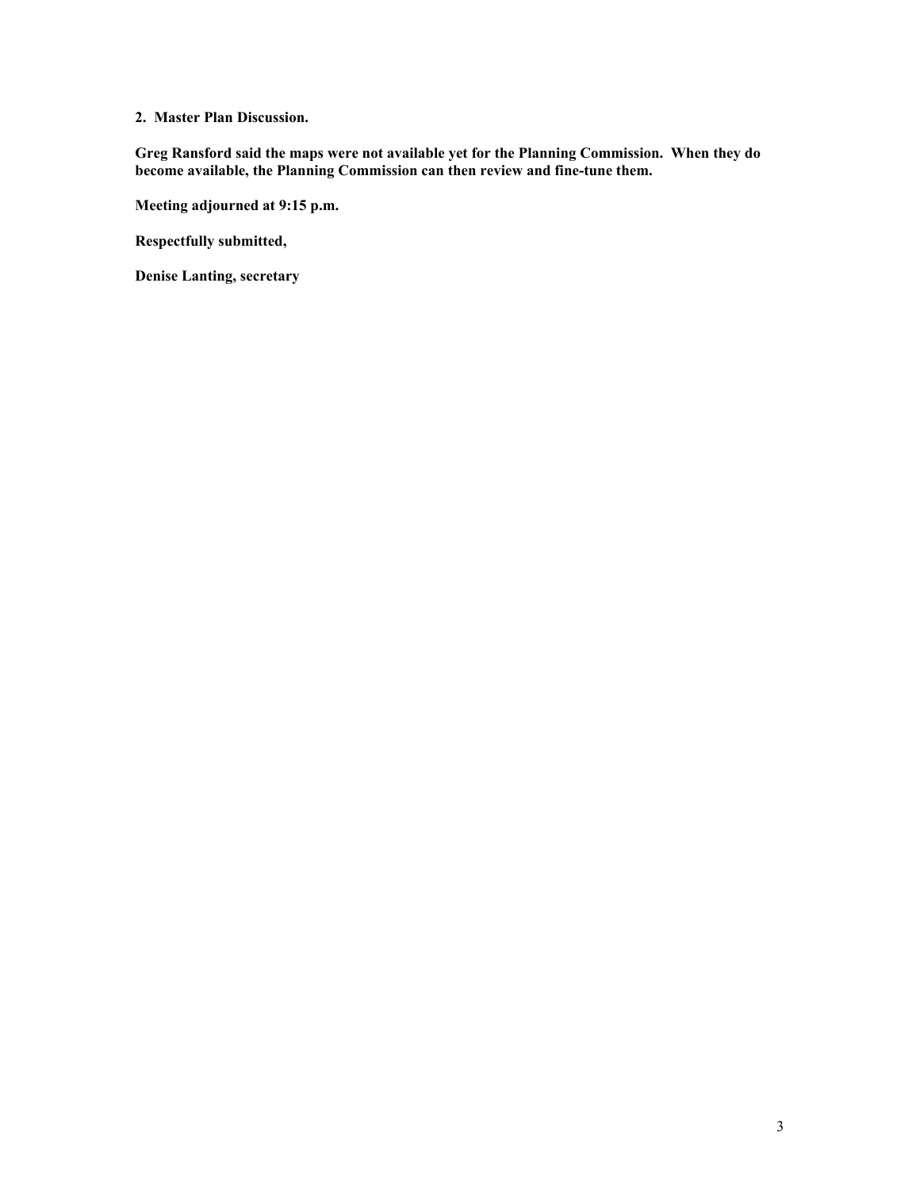**2. Master Plan Discussion.**

**Greg Ransford said the maps were not available yet for the Planning Commission. When they do become available, the Planning Commission can then review and fine-tune them.**

**Meeting adjourned at 9:15 p.m.**

**Respectfully submitted,**

**Denise Lanting, secretary**